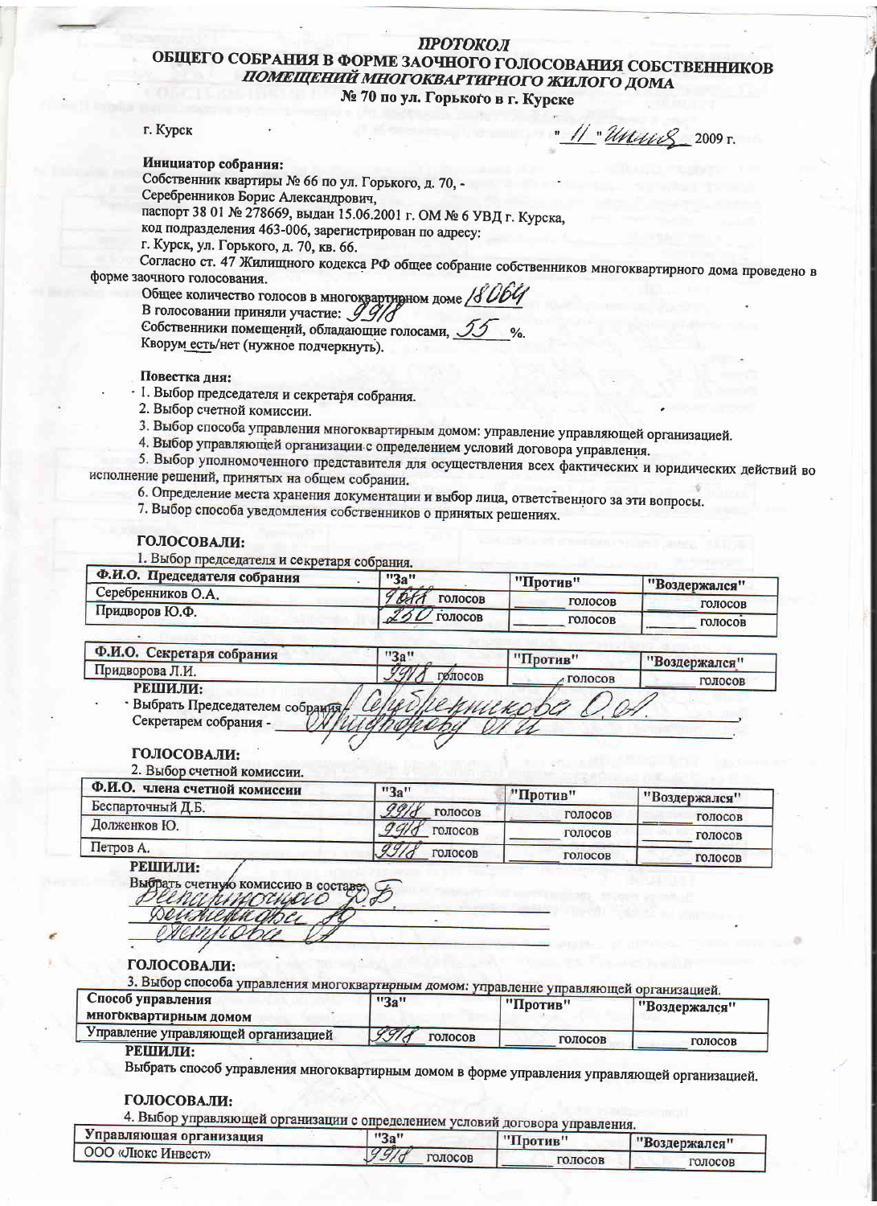# ПРОТОКОЛ

## ОБЩЕГО СОБРАНИЯ В ФОРМЕ ЗАОЧНОГО ГОЛОСОВАНИЯ СОБСТВЕННИКОВ *ПОМЕЩЕНИЙ МНОГОКВАРТИРНОГО ЖИЛОГО ДОМА*
## № 70 по ул. Горького в г. Курске

г. Курск "11" июля 2009 г.

**Инициатор собрания:**
Собственник квартиры № 66 по ул. Горького, д. 70, -
Серебренников Борис Александрович,
паспорт 38 01 № 278669, выдан 15.06.2001 г. ОМ № 6 УВД г. Курска,
код подразделения 463-006, зарегистрирован по адресу:
г. Курск, ул. Горького, д. 70, кв. 66.

Согласно ст. 47 Жилищного кодекса РФ общее собрание собственников многоквартирного дома проведено в форме заочного голосования.

Общее количество голосов в многоквартирном доме 18064
В голосовании приняли участие: 9918
Собственники помещений, обладающие голосами, 55 %.
Кворум есть/нет (нужное подчеркнуть).

**Повестка дня:**
1. Выбор председателя и секретаря собрания.
2. Выбор счетной комиссии.
3. Выбор способа управления многоквартирным домом: управление управляющей организацией.
4. Выбор управляющей организации с определением условий договора управления.
5. Выбор уполномоченного представителя для осуществления всех фактических и юридических действий во исполнение решений, принятых на общем собрании.
6. Определение места хранения документации и выбор лица, ответственного за эти вопросы.
7. Выбор способа уведомления собственников о принятых решениях.

**ГОЛОСОВАЛИ:**

1. Выбор председателя и секретаря собрания.

| Ф.И.О. Председателя собрания | "За" | "Против" | "Воздержался" |
|---|---|---|---|
| Серебренников О.А. | 9668 голосов | голосов | голосов |
| Придворов Ю.Ф. | 250 голосов | голосов | голосов |

| Ф.И.О. Секретаря собрания | "За" | "Против" | "Воздержался" |
|---|---|---|---|
| Придворова Л.И. | 9918 голосов | голосов | голосов |

**РЕШИЛИ:**
Выбрать Председателем собрания Серебренникова О.А.,
Секретарем собрания - Придворову Л.И.

**ГОЛОСОВАЛИ:**

2. Выбор счетной комиссии.

| Ф.И.О. члена счетной комиссии | "За" | "Против" | "Воздержался" |
|---|---|---|---|
| Беспарточный Д.Б. | 9918 голосов | голосов | голосов |
| Долженков Ю. | 9918 голосов | голосов | голосов |
| Петров А. | 9918 голосов | голосов | голосов |

**РЕШИЛИ:**
Выбрать счетную комиссию в составе:
Беспарточного Д.Б.
Долженкова Ю.
Петрова А.

**ГОЛОСОВАЛИ:**

3. Выбор способа управления многоквартирным домом: управление управляющей организацией.

| Способ управления многоквартирным домом | "За" | "Против" | "Воздержался" |
|---|---|---|---|
| Управление управляющей организацией | 9918 голосов | голосов | голосов |

**РЕШИЛИ:**
Выбрать способ управления многоквартирным домом в форме управления управляющей организацией.

**ГОЛОСОВАЛИ:**

4. Выбор управляющей организации с определением условий договора управления.

| Управляющая организация | "За" | "Против" | "Воздержался" |
|---|---|---|---|
| ООО «Люкс Инвест» | 9918 голосов | голосов | голосов |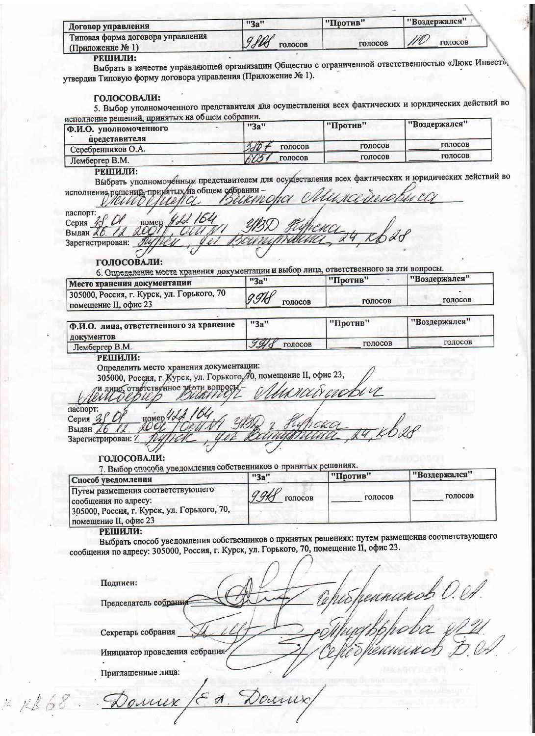| Договор управления | "За" | "Против" | "Воздержался" |
|---|---|---|---|
| Типовая форма договора управления (Приложение № 1) | 9808 голосов | голосов | 110 голосов |

**РЕШИЛИ:**

Выбрать в качестве управляющей организации Общество с ограниченной ответственностью «Люкс Инвест», утвердив Типовую форму договора управления (Приложение № 1).

**ГОЛОСОВАЛИ:**

5. Выбор уполномоченного представителя для осуществления всех фактических и юридических действий во исполнение решений, принятых на общем собрании.

| Ф.И.О. уполномоченного представителя | "За" | "Против" | "Воздержался" |
|---|---|---|---|
| Серебренников О.А. | 3867 голосов | голосов | голосов |
| Лембергер В.М. | 6051 голосов | голосов | голосов |

**РЕШИЛИ:**

Выбрать уполномоченным представителем для осуществления всех фактических и юридических действий во исполнение решений, принятых на общем собрании – Лембергера Виктора Михайловича

паспорт:
Серия 38 01 номер 422 164
Выдан 26.12.2001 ОВД N1 УВД Курска
Зарегистрирован: Курск, ул. Ватутина, 24, кв 28

**ГОЛОСОВАЛИ:**

6. Определение места хранения документации и выбор лица, ответственного за эти вопросы.

| Место хранения документации | "За" | "Против" | "Воздержался" |
|---|---|---|---|
| 305000, Россия, г. Курск, ул. Горького, 70 помещение II, офис 23 | 9918 голосов | голосов | голосов |

| Ф.И.О. лица, ответственного за хранение документов | "За" | "Против" | "Воздержался" |
|---|---|---|---|
| Лембергер В.М. | 9918 голосов | голосов | голосов |

**РЕШИЛИ:**

Определить место хранения документации:
305000, Россия, г. Курск, ул. Горького, 70, помещение II, офис 23,
и лицо, ответственное за эти вопросы – Лембергер Виктор Михайлович

паспорт:
Серия 38 01 номер 422 164
Выдан 26.12.2001 ОВД N1 УВД г. Курска
Зарегистрирован: г. Курск, ул. Ватутина, 24, кв 28

**ГОЛОСОВАЛИ:**

7. Выбор способа уведомления собственников о принятых решениях.

| Способ уведомления | "За" | "Против" | "Воздержался" |
|---|---|---|---|
| Путем размещения соответствующего сообщения по адресу: 305000, Россия, г. Курск, ул. Горького, 70, помещение II, офис 23 | 9918 голосов | голосов | голосов |

**РЕШИЛИ:**

Выбрать способ уведомления собственников о принятых решениях: путем размещения соответствующего сообщения по адресу: 305000, Россия, г. Курск, ул. Горького, 70, помещение II, офис 23.

Подписи:

Председатель собрания ____________ Серебренников О.А.

Секретарь собрания ____________ Прудвброва Я.И.

Инициатор проведения собрания ____________ Серебренников Б.А.

Приглашенные лица:

к кв 68 Долих /Е.А. Долих/